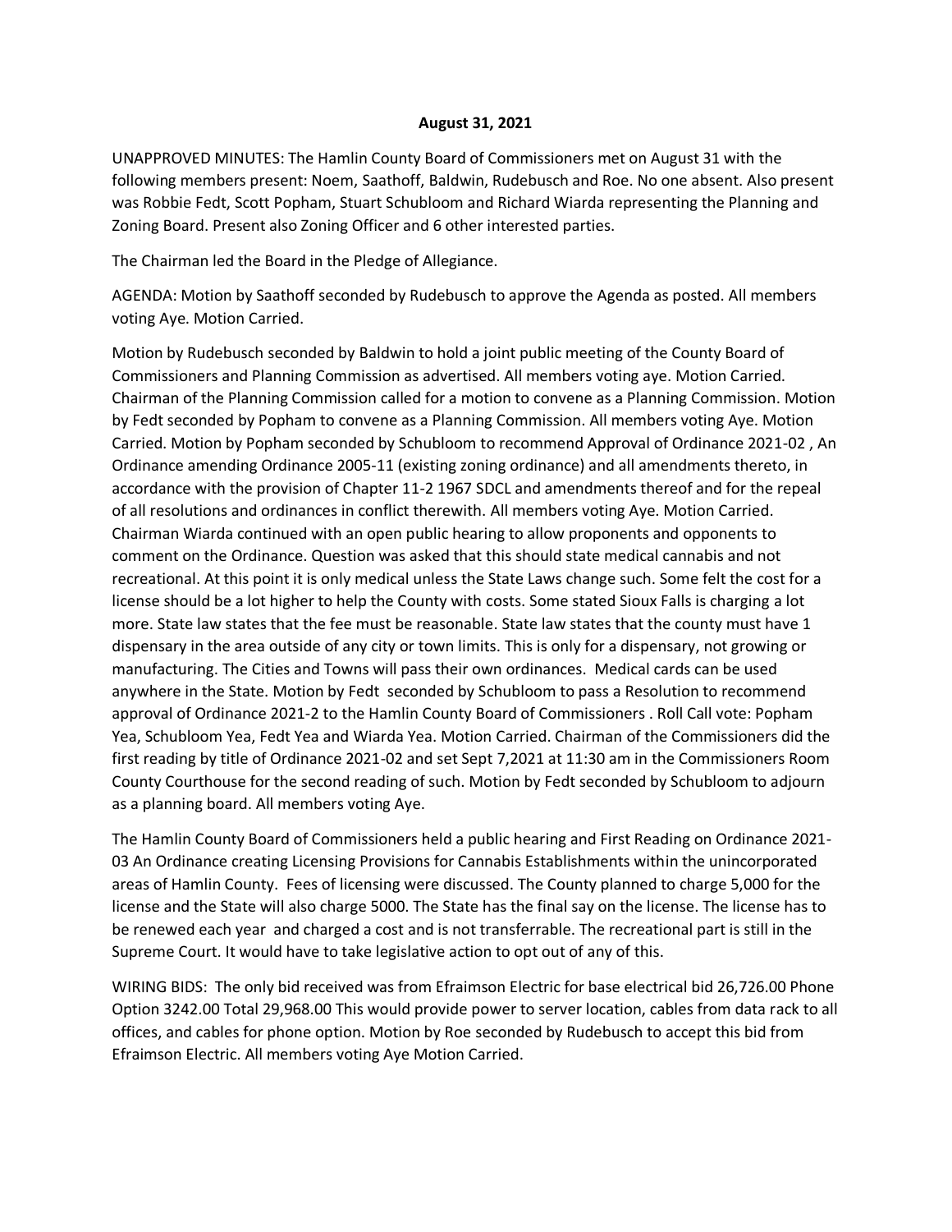**August 31, 2021**

UNAPPROVED MINUTES: The Hamlin County Board of Commissioners met on August 31 with the following members present: Noem, Saathoff, Baldwin, Rudebusch and Roe. No one absent. Also present was Robbie Fedt, Scott Popham, Stuart Schubloom and Richard Wiarda representing the Planning and Zoning Board. Present also Zoning Officer and 6 other interested parties.

The Chairman led the Board in the Pledge of Allegiance.

AGENDA: Motion by Saathoff seconded by Rudebusch to approve the Agenda as posted. All members voting Aye. Motion Carried.

Motion by Rudebusch seconded by Baldwin to hold a joint public meeting of the County Board of Commissioners and Planning Commission as advertised. All members voting aye. Motion Carried. Chairman of the Planning Commission called for a motion to convene as a Planning Commission. Motion by Fedt seconded by Popham to convene as a Planning Commission. All members voting Aye. Motion Carried. Motion by Popham seconded by Schubloom to recommend Approval of Ordinance 2021-02 , An Ordinance amending Ordinance 2005-11 (existing zoning ordinance) and all amendments thereto, in accordance with the provision of Chapter 11-2 1967 SDCL and amendments thereof and for the repeal of all resolutions and ordinances in conflict therewith. All members voting Aye. Motion Carried. Chairman Wiarda continued with an open public hearing to allow proponents and opponents to comment on the Ordinance. Question was asked that this should state medical cannabis and not recreational. At this point it is only medical unless the State Laws change such. Some felt the cost for a license should be a lot higher to help the County with costs. Some stated Sioux Falls is charging a lot more. State law states that the fee must be reasonable. State law states that the county must have 1 dispensary in the area outside of any city or town limits. This is only for a dispensary, not growing or manufacturing. The Cities and Towns will pass their own ordinances. Medical cards can be used anywhere in the State. Motion by Fedt seconded by Schubloom to pass a Resolution to recommend approval of Ordinance 2021-2 to the Hamlin County Board of Commissioners . Roll Call vote: Popham Yea, Schubloom Yea, Fedt Yea and Wiarda Yea. Motion Carried. Chairman of the Commissioners did the first reading by title of Ordinance 2021-02 and set Sept 7,2021 at 11:30 am in the Commissioners Room County Courthouse for the second reading of such. Motion by Fedt seconded by Schubloom to adjourn as a planning board. All members voting Aye.

The Hamlin County Board of Commissioners held a public hearing and First Reading on Ordinance 2021-03 An Ordinance creating Licensing Provisions for Cannabis Establishments within the unincorporated areas of Hamlin County. Fees of licensing were discussed. The County planned to charge 5,000 for the license and the State will also charge 5000. The State has the final say on the license. The license has to be renewed each year and charged a cost and is not transferrable. The recreational part is still in the Supreme Court. It would have to take legislative action to opt out of any of this.

WIRING BIDS: The only bid received was from Efraimson Electric for base electrical bid 26,726.00 Phone Option 3242.00 Total 29,968.00 This would provide power to server location, cables from data rack to all offices, and cables for phone option. Motion by Roe seconded by Rudebusch to accept this bid from Efraimson Electric. All members voting Aye Motion Carried.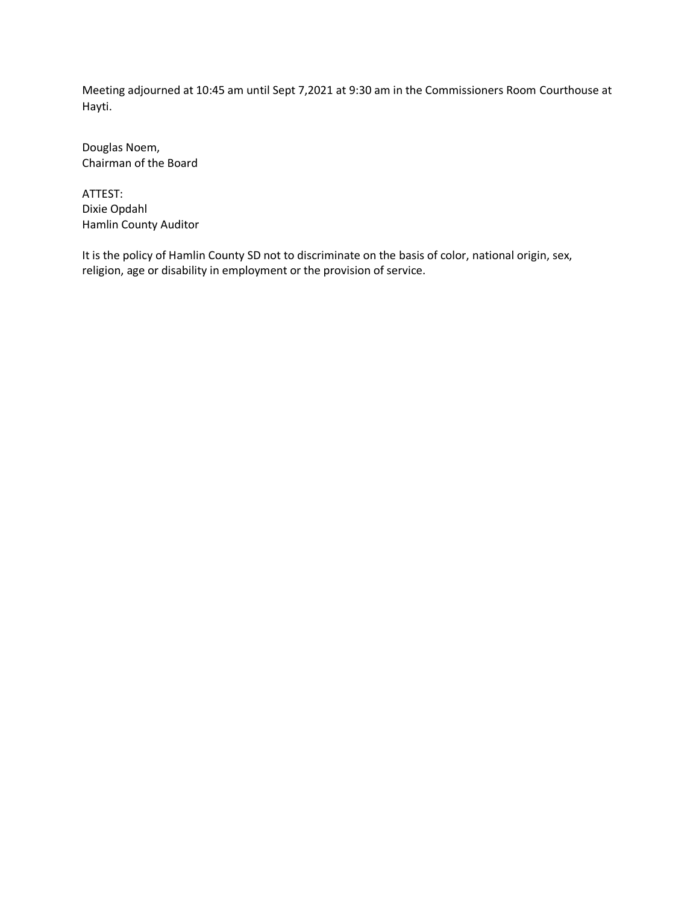Meeting adjourned at 10:45 am until Sept 7,2021 at 9:30 am in the Commissioners Room Courthouse at Hayti.

Douglas Noem,
Chairman of the Board

ATTEST:
Dixie Opdahl
Hamlin County Auditor

It is the policy of Hamlin County SD not to discriminate on the basis of color, national origin, sex, religion, age or disability in employment or the provision of service.